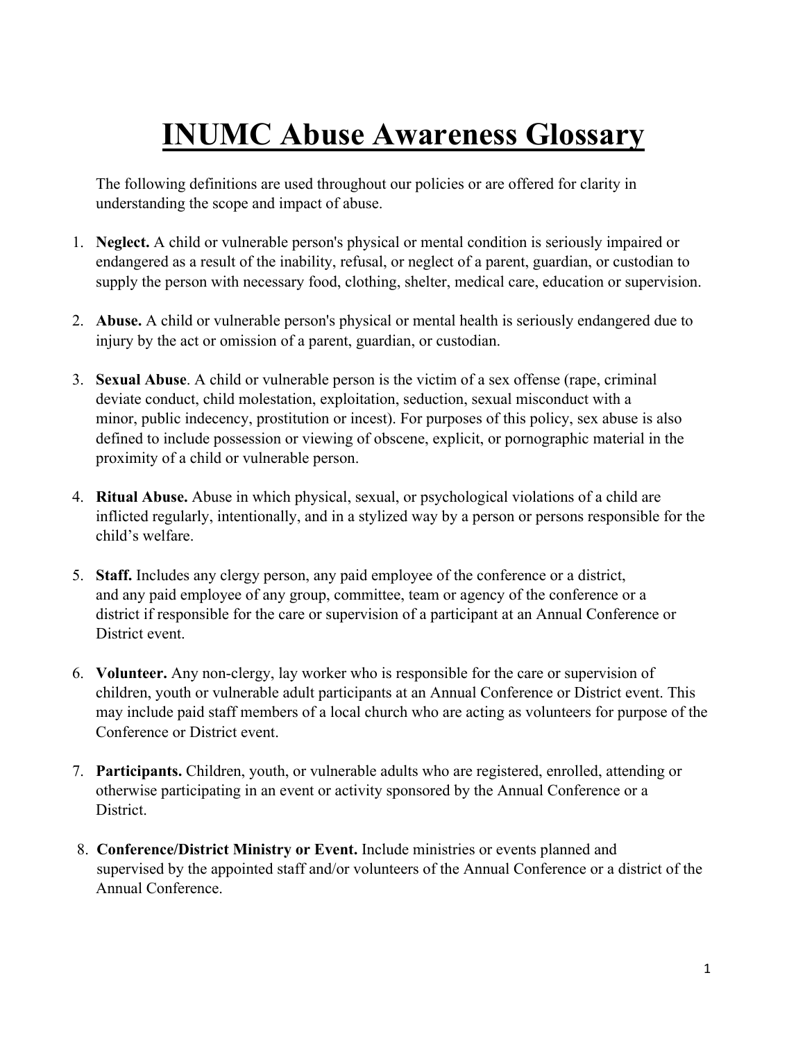# INUMC Abuse Awareness Glossary

The following definitions are used throughout our policies or are offered for clarity in understanding the scope and impact of abuse.

1. **Neglect.** A child or vulnerable person's physical or mental condition is seriously impaired or endangered as a result of the inability, refusal, or neglect of a parent, guardian, or custodian to supply the person with necessary food, clothing, shelter, medical care, education or supervision.

2. **Abuse.** A child or vulnerable person's physical or mental health is seriously endangered due to injury by the act or omission of a parent, guardian, or custodian.

3. **Sexual Abuse**. A child or vulnerable person is the victim of a sex offense (rape, criminal deviate conduct, child molestation, exploitation, seduction, sexual misconduct with a minor, public indecency, prostitution or incest). For purposes of this policy, sex abuse is also defined to include possession or viewing of obscene, explicit, or pornographic material in the proximity of a child or vulnerable person.

4. **Ritual Abuse.** Abuse in which physical, sexual, or psychological violations of a child are inflicted regularly, intentionally, and in a stylized way by a person or persons responsible for the child's welfare.

5. **Staff.** Includes any clergy person, any paid employee of the conference or a district, and any paid employee of any group, committee, team or agency of the conference or a district if responsible for the care or supervision of a participant at an Annual Conference or District event.

6. **Volunteer.** Any non-clergy, lay worker who is responsible for the care or supervision of children, youth or vulnerable adult participants at an Annual Conference or District event. This may include paid staff members of a local church who are acting as volunteers for purpose of the Conference or District event.

7. **Participants.** Children, youth, or vulnerable adults who are registered, enrolled, attending or otherwise participating in an event or activity sponsored by the Annual Conference or a District.

8. **Conference/District Ministry or Event.** Include ministries or events planned and supervised by the appointed staff and/or volunteers of the Annual Conference or a district of the Annual Conference.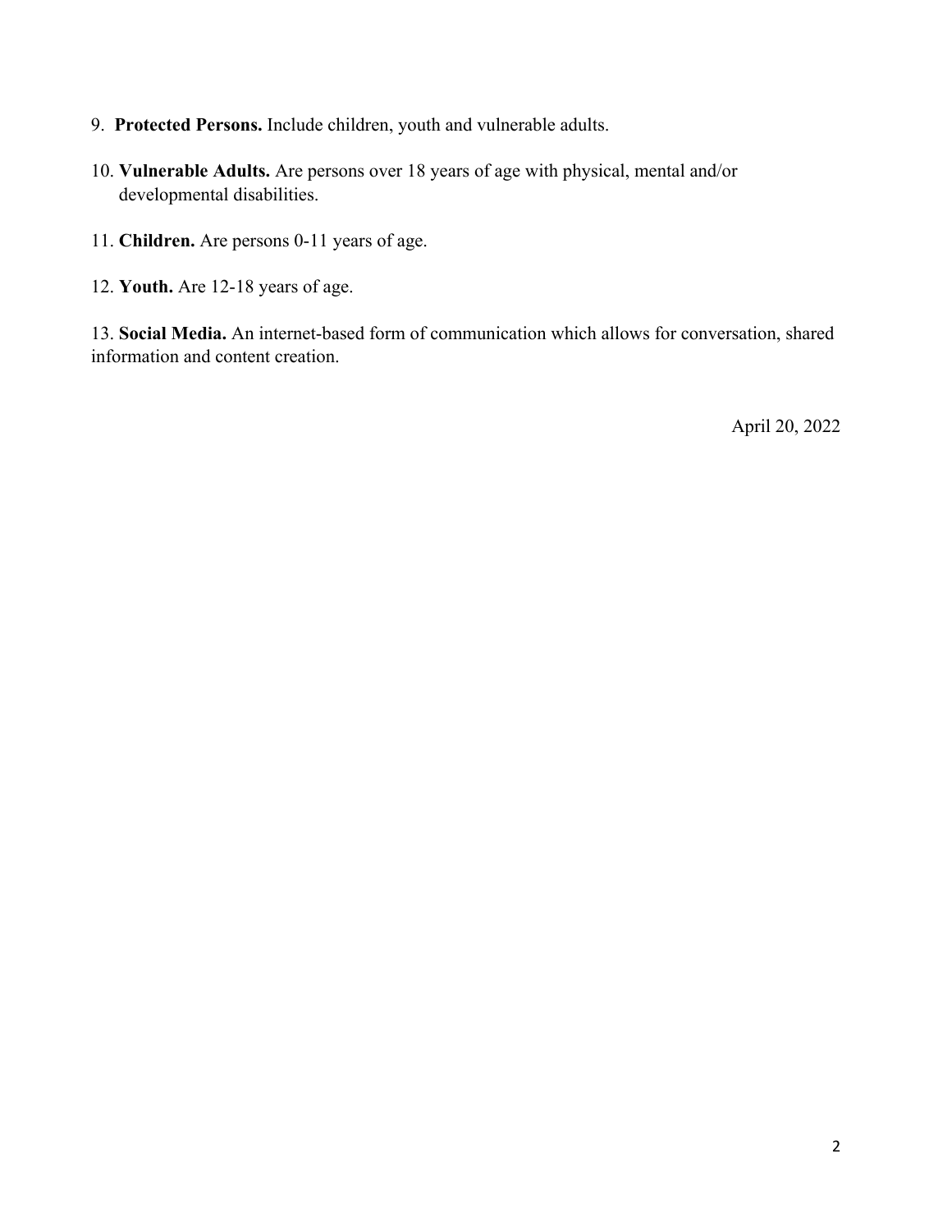9. **Protected Persons.** Include children, youth and vulnerable adults.

10. **Vulnerable Adults.** Are persons over 18 years of age with physical, mental and/or developmental disabilities.

11. **Children.** Are persons 0-11 years of age.

12. **Youth.** Are 12-18 years of age.

13. **Social Media.** An internet-based form of communication which allows for conversation, shared information and content creation.

April 20, 2022